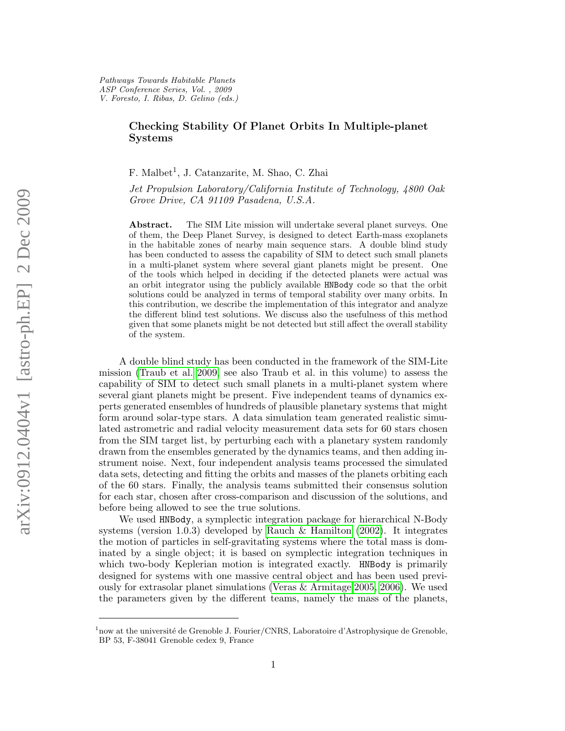*Pathways Towards Habitable Planets*
*ASP Conference Series, Vol. , 2009*
*V. Foresto, I. Ribas, D. Gelino (eds.)*

# Checking Stability Of Planet Orbits In Multiple-planet Systems

F. Malbet[1], J. Catanzarite, M. Shao, C. Zhai

*Jet Propulsion Laboratory/California Institute of Technology, 4800 Oak Grove Drive, CA 91109 Pasadena, U.S.A.*

**Abstract.** The SIM Lite mission will undertake several planet surveys. One of them, the Deep Planet Survey, is designed to detect Earth-mass exoplanets in the habitable zones of nearby main sequence stars. A double blind study has been conducted to assess the capability of SIM to detect such small planets in a multi-planet system where several giant planets might be present. One of the tools which helped in deciding if the detected planets were actual was an orbit integrator using the publicly available `HNBody` code so that the orbit solutions could be analyzed in terms of temporal stability over many orbits. In this contribution, we describe the implementation of this integrator and analyze the different blind test solutions. We discuss also the usefulness of this method given that some planets might be not detected but still affect the overall stability of the system.

A double blind study has been conducted in the framework of the SIM-Lite mission (Traub et al. 2009, see also Traub et al. in this volume) to assess the capability of SIM to detect such small planets in a multi-planet system where several giant planets might be present. Five independent teams of dynamics experts generated ensembles of hundreds of plausible planetary systems that might form around solar-type stars. A data simulation team generated realistic simulated astrometric and radial velocity measurement data sets for 60 stars chosen from the SIM target list, by perturbing each with a planetary system randomly drawn from the ensembles generated by the dynamics teams, and then adding instrument noise. Next, four independent analysis teams processed the simulated data sets, detecting and fitting the orbits and masses of the planets orbiting each of the 60 stars. Finally, the analysis teams submitted their consensus solution for each star, chosen after cross-comparison and discussion of the solutions, and before being allowed to see the true solutions.

We used `HNBody`, a symplectic integration package for hierarchical N-Body systems (version 1.0.3) developed by Rauch & Hamilton (2002). It integrates the motion of particles in self-gravitating systems where the total mass is dominated by a single object; it is based on symplectic integration techniques in which two-body Keplerian motion is integrated exactly. `HNBody` is primarily designed for systems with one massive central object and has been used previously for extrasolar planet simulations (Veras & Armitage 2005, 2006). We used the parameters given by the different teams, namely the mass of the planets,

[1]now at the université de Grenoble J. Fourier/CNRS, Laboratoire d'Astrophysique de Grenoble, BP 53, F-38041 Grenoble cedex 9, France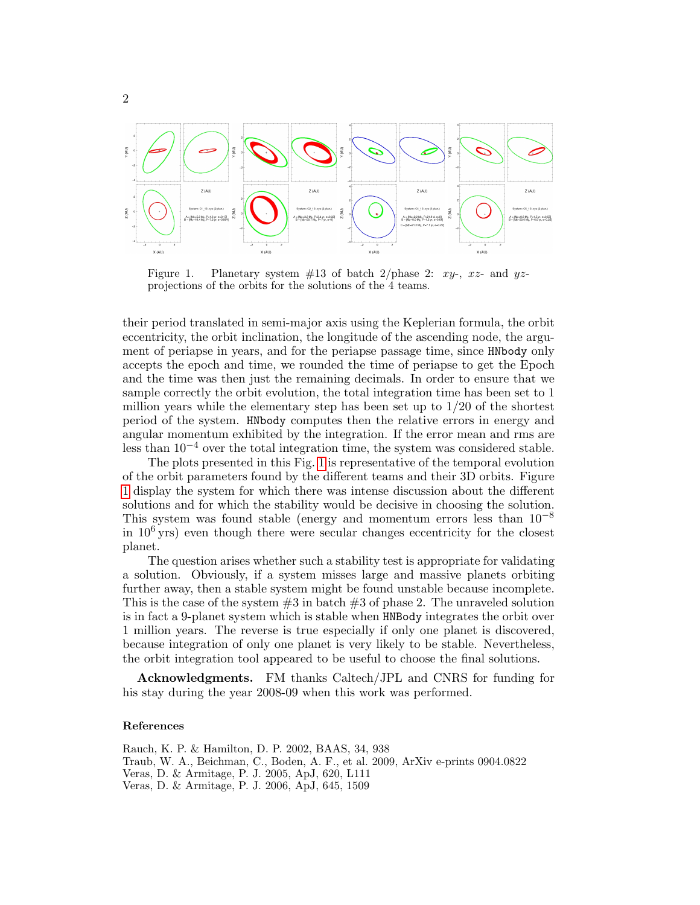Figure 1. Planetary system #13 of batch 2/phase 2: $xy$-, $xz$- and $yz$-projections of the orbits for the solutions of the 4 teams.

their period translated in semi-major axis using the Keplerian formula, the orbit eccentricity, the orbit inclination, the longitude of the ascending node, the argument of periapse in years, and for the periapse passage time, since `HNbody` only accepts the epoch and time, we rounded the time of periapse to get the Epoch and the time was then just the remaining decimals. In order to ensure that we sample correctly the orbit evolution, the total integration time has been set to 1 million years while the elementary step has been set up to 1/20 of the shortest period of the system. `HNbody` computes then the relative errors in energy and angular momentum exhibited by the integration. If the error mean and rms are less than $10^{-4}$ over the total integration time, the system was considered stable.

The plots presented in this Fig. 1 is representative of the temporal evolution of the orbit parameters found by the different teams and their 3D orbits. Figure 1 display the system for which there was intense discussion about the different solutions and for which the stability would be decisive in choosing the solution. This system was found stable (energy and momentum errors less than $10^{-8}$ in $10^6$ yrs) even though there were secular changes eccentricity for the closest planet.

The question arises whether such a stability test is appropriate for validating a solution. Obviously, if a system misses large and massive planets orbiting further away, then a stable system might be found unstable because incomplete. This is the case of the system #3 in batch #3 of phase 2. The unraveled solution is in fact a 9-planet system which is stable when `HNBody` integrates the orbit over 1 million years. The reverse is true especially if only one planet is discovered, because integration of only one planet is very likely to be stable. Nevertheless, the orbit integration tool appeared to be useful to choose the final solutions.

**Acknowledgments.** FM thanks Caltech/JPL and CNRS for funding for his stay during the year 2008-09 when this work was performed.

### References

Rauch, K. P. & Hamilton, D. P. 2002, BAAS, 34, 938

Traub, W. A., Beichman, C., Boden, A. F., et al. 2009, ArXiv e-prints 0904.0822

Veras, D. & Armitage, P. J. 2005, ApJ, 620, L111

Veras, D. & Armitage, P. J. 2006, ApJ, 645, 1509